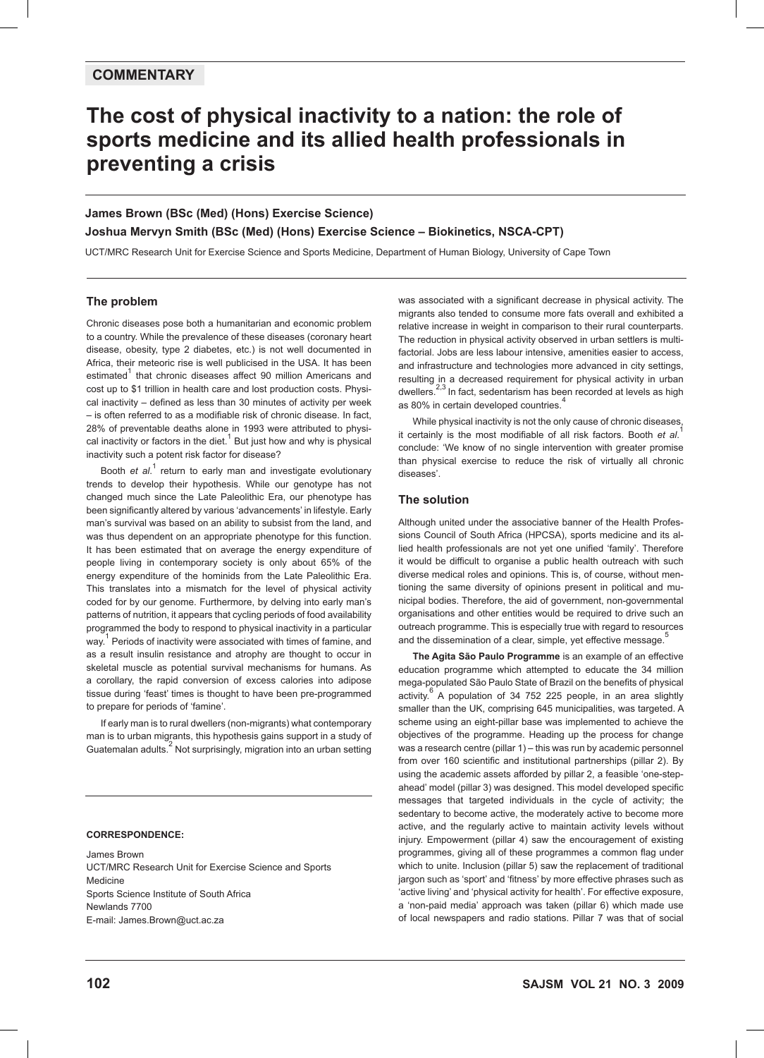COMMENTARY

# The cost of physical inactivity to a nation: the role of sports medicine and its allied health professionals in preventing a crisis

**James Brown (BSc (Med) (Hons) Exercise Science)**

**Joshua Mervyn Smith (BSc (Med) (Hons) Exercise Science – Biokinetics, NSCA-CPT)**

UCT/MRC Research Unit for Exercise Science and Sports Medicine, Department of Human Biology, University of Cape Town

## The problem

Chronic diseases pose both a humanitarian and economic problem to a country. While the prevalence of these diseases (coronary heart disease, obesity, type 2 diabetes, etc.) is not well documented in Africa, their meteoric rise is well publicised in the USA. It has been estimated[1] that chronic diseases affect 90 million Americans and cost up to $1 trillion in health care and lost production costs. Physical inactivity – defined as less than 30 minutes of activity per week – is often referred to as a modifiable risk of chronic disease. In fact, 28% of preventable deaths alone in 1993 were attributed to physical inactivity or factors in the diet.[1] But just how and why is physical inactivity such a potent risk factor for disease?

Booth *et al.*[1] return to early man and investigate evolutionary trends to develop their hypothesis. While our genotype has not changed much since the Late Paleolithic Era, our phenotype has been significantly altered by various 'advancements' in lifestyle. Early man's survival was based on an ability to subsist from the land, and was thus dependent on an appropriate phenotype for this function. It has been estimated that on average the energy expenditure of people living in contemporary society is only about 65% of the energy expenditure of the hominids from the Late Paleolithic Era. This translates into a mismatch for the level of physical activity coded for by our genome. Furthermore, by delving into early man's patterns of nutrition, it appears that cycling periods of food availability programmed the body to respond to physical inactivity in a particular way.[1] Periods of inactivity were associated with times of famine, and as a result insulin resistance and atrophy are thought to occur in skeletal muscle as potential survival mechanisms for humans. As a corollary, the rapid conversion of excess calories into adipose tissue during 'feast' times is thought to have been pre-programmed to prepare for periods of 'famine'.

If early man is to rural dwellers (non-migrants) what contemporary man is to urban migrants, this hypothesis gains support in a study of Guatemalan adults.[2] Not surprisingly, migration into an urban setting was associated with a significant decrease in physical activity. The migrants also tended to consume more fats overall and exhibited a relative increase in weight in comparison to their rural counterparts. The reduction in physical activity observed in urban settlers is multifactorial. Jobs are less labour intensive, amenities easier to access, and infrastructure and technologies more advanced in city settings, resulting in a decreased requirement for physical activity in urban dwellers.[2,3] In fact, sedentarism has been recorded at levels as high as 80% in certain developed countries.[4]

While physical inactivity is not the only cause of chronic diseases, it certainly is the most modifiable of all risk factors. Booth *et al.*[1] conclude: 'We know of no single intervention with greater promise than physical exercise to reduce the risk of virtually all chronic diseases'.

## The solution

Although united under the associative banner of the Health Professions Council of South Africa (HPCSA), sports medicine and its allied health professionals are not yet one unified 'family'. Therefore it would be difficult to organise a public health outreach with such diverse medical roles and opinions. This is, of course, without mentioning the same diversity of opinions present in political and municipal bodies. Therefore, the aid of government, non-governmental organisations and other entities would be required to drive such an outreach programme. This is especially true with regard to resources and the dissemination of a clear, simple, yet effective message.[5]

**The Agita São Paulo Programme** is an example of an effective education programme which attempted to educate the 34 million mega-populated São Paulo State of Brazil on the benefits of physical activity.[6] A population of 34 752 225 people, in an area slightly smaller than the UK, comprising 645 municipalities, was targeted. A scheme using an eight-pillar base was implemented to achieve the objectives of the programme. Heading up the process for change was a research centre (pillar 1) – this was run by academic personnel from over 160 scientific and institutional partnerships (pillar 2). By using the academic assets afforded by pillar 2, a feasible 'one-step-ahead' model (pillar 3) was designed. This model developed specific messages that targeted individuals in the cycle of activity; the sedentary to become active, the moderately active to become more active, and the regularly active to maintain activity levels without injury. Empowerment (pillar 4) saw the encouragement of existing programmes, giving all of these programmes a common flag under which to unite. Inclusion (pillar 5) saw the replacement of traditional jargon such as 'sport' and 'fitness' by more effective phrases such as 'active living' and 'physical activity for health'. For effective exposure, a 'non-paid media' approach was taken (pillar 6) which made use of local newspapers and radio stations. Pillar 7 was that of social

**CORRESPONDENCE:**

James Brown
UCT/MRC Research Unit for Exercise Science and Sports Medicine
Sports Science Institute of South Africa
Newlands 7700
E-mail: James.Brown@uct.ac.za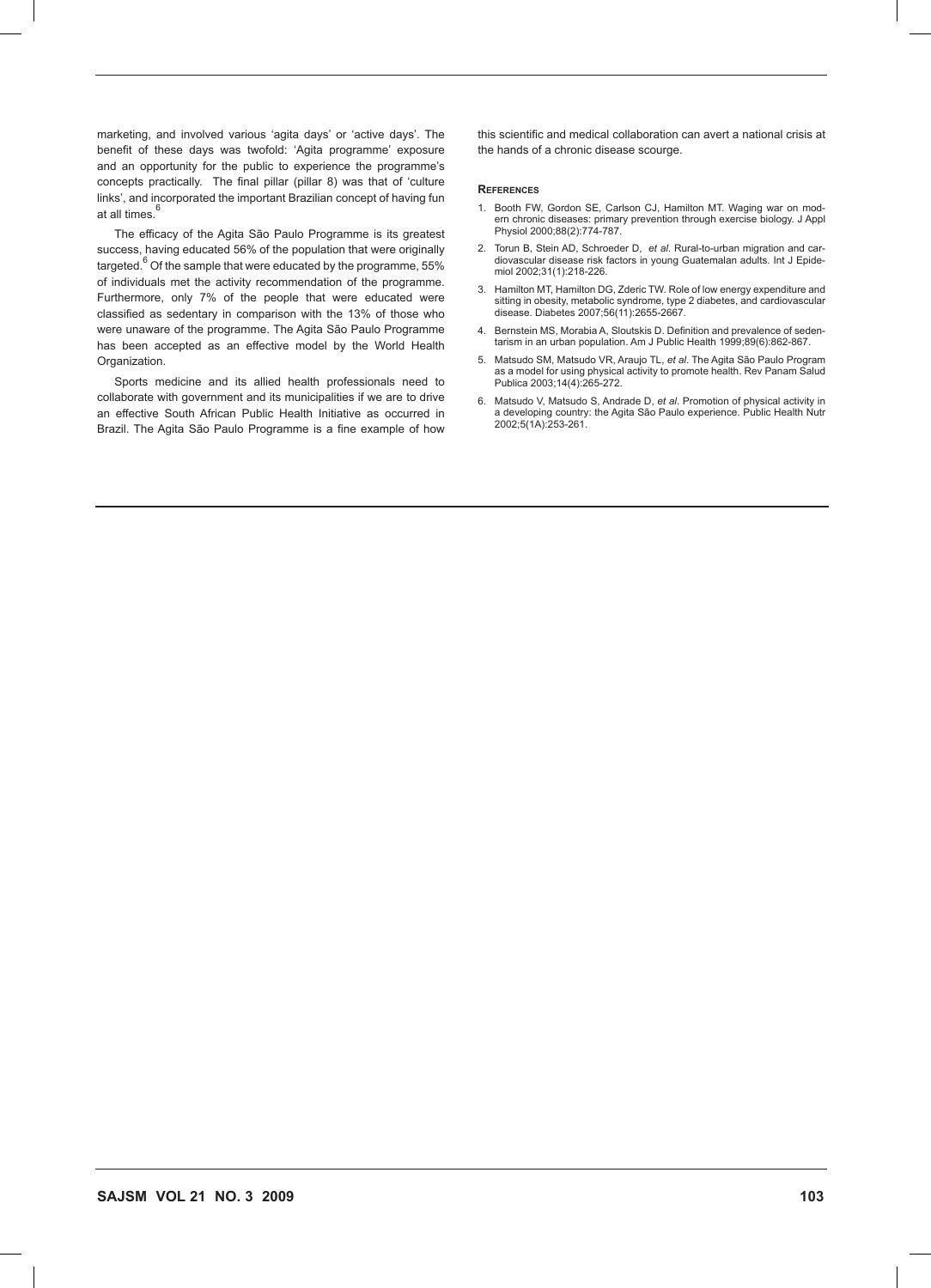marketing, and involved various 'agita days' or 'active days'. The benefit of these days was twofold: 'Agita programme' exposure and an opportunity for the public to experience the programme's concepts practically. The final pillar (pillar 8) was that of 'culture links', and incorporated the important Brazilian concept of having fun at all times.[6]

The efficacy of the Agita São Paulo Programme is its greatest success, having educated 56% of the population that were originally targeted.[6] Of the sample that were educated by the programme, 55% of individuals met the activity recommendation of the programme. Furthermore, only 7% of the people that were educated were classified as sedentary in comparison with the 13% of those who were unaware of the programme. The Agita São Paulo Programme has been accepted as an effective model by the World Health Organization.

Sports medicine and its allied health professionals need to collaborate with government and its municipalities if we are to drive an effective South African Public Health Initiative as occurred in Brazil. The Agita São Paulo Programme is a fine example of how this scientific and medical collaboration can avert a national crisis at the hands of a chronic disease scourge.

## References

1. Booth FW, Gordon SE, Carlson CJ, Hamilton MT. Waging war on modern chronic diseases: primary prevention through exercise biology. J Appl Physiol 2000;88(2):774-787.
2. Torun B, Stein AD, Schroeder D, *et al*. Rural-to-urban migration and cardiovascular disease risk factors in young Guatemalan adults. Int J Epidemiol 2002;31(1):218-226.
3. Hamilton MT, Hamilton DG, Zderic TW. Role of low energy expenditure and sitting in obesity, metabolic syndrome, type 2 diabetes, and cardiovascular disease. Diabetes 2007;56(11):2655-2667.
4. Bernstein MS, Morabia A, Sloutskis D. Definition and prevalence of sedentarism in an urban population. Am J Public Health 1999;89(6):862-867.
5. Matsudo SM, Matsudo VR, Araujo TL, *et al*. The Agita São Paulo Program as a model for using physical activity to promote health. Rev Panam Salud Publica 2003;14(4):265-272.
6. Matsudo V, Matsudo S, Andrade D, *et al*. Promotion of physical activity in a developing country: the Agita São Paulo experience. Public Health Nutr 2002;5(1A):253-261.